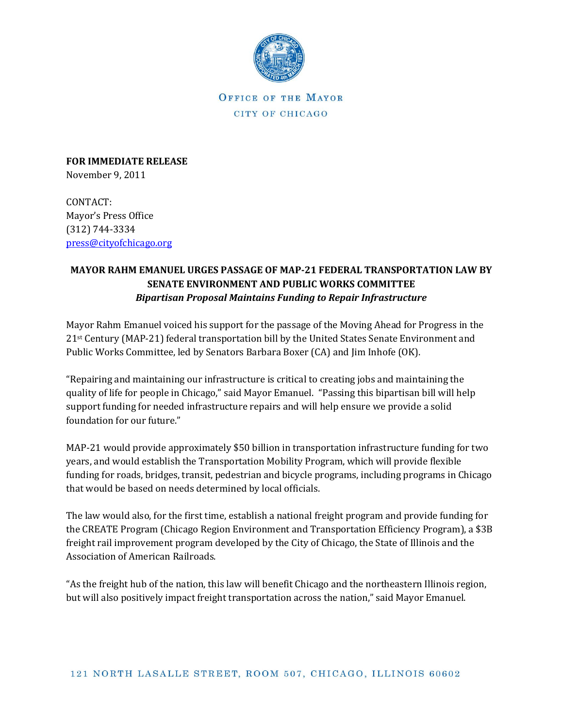OFFICE OF THE MAYOR

CITY OF CHICAGO

**FOR IMMEDIATE RELEASE**
November 9, 2011

CONTACT:
Mayor's Press Office
(312) 744-3334
press@cityofchicago.org

**MAYOR RAHM EMANUEL URGES PASSAGE OF MAP-21 FEDERAL TRANSPORTATION LAW BY SENATE ENVIRONMENT AND PUBLIC WORKS COMMITTEE**

***Bipartisan Proposal Maintains Funding to Repair Infrastructure***

Mayor Rahm Emanuel voiced his support for the passage of the Moving Ahead for Progress in the 21st Century (MAP-21) federal transportation bill by the United States Senate Environment and Public Works Committee, led by Senators Barbara Boxer (CA) and Jim Inhofe (OK).

"Repairing and maintaining our infrastructure is critical to creating jobs and maintaining the quality of life for people in Chicago," said Mayor Emanuel. "Passing this bipartisan bill will help support funding for needed infrastructure repairs and will help ensure we provide a solid foundation for our future."

MAP-21 would provide approximately $50 billion in transportation infrastructure funding for two years, and would establish the Transportation Mobility Program, which will provide flexible funding for roads, bridges, transit, pedestrian and bicycle programs, including programs in Chicago that would be based on needs determined by local officials.

The law would also, for the first time, establish a national freight program and provide funding for the CREATE Program (Chicago Region Environment and Transportation Efficiency Program), a $3B freight rail improvement program developed by the City of Chicago, the State of Illinois and the Association of American Railroads.

"As the freight hub of the nation, this law will benefit Chicago and the northeastern Illinois region, but will also positively impact freight transportation across the nation," said Mayor Emanuel.

121 NORTH LASALLE STREET, ROOM 507, CHICAGO, ILLINOIS 60602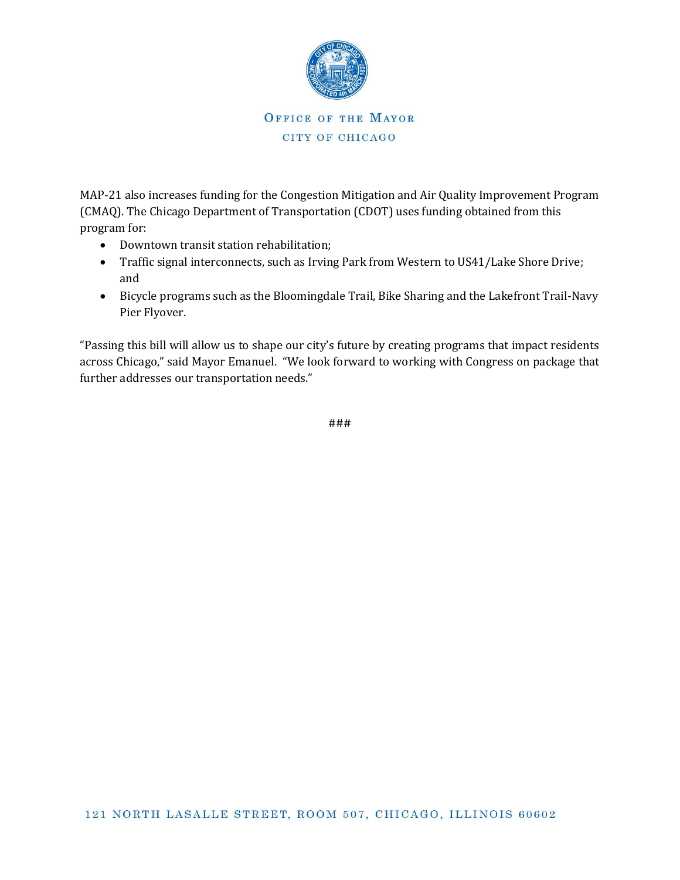MAP-21 also increases funding for the Congestion Mitigation and Air Quality Improvement Program (CMAQ). The Chicago Department of Transportation (CDOT) uses funding obtained from this program for:

- Downtown transit station rehabilitation;
- Traffic signal interconnects, such as Irving Park from Western to US41/Lake Shore Drive; and
- Bicycle programs such as the Bloomingdale Trail, Bike Sharing and the Lakefront Trail-Navy Pier Flyover.

"Passing this bill will allow us to shape our city's future by creating programs that impact residents across Chicago," said Mayor Emanuel. "We look forward to working with Congress on package that further addresses our transportation needs."

###